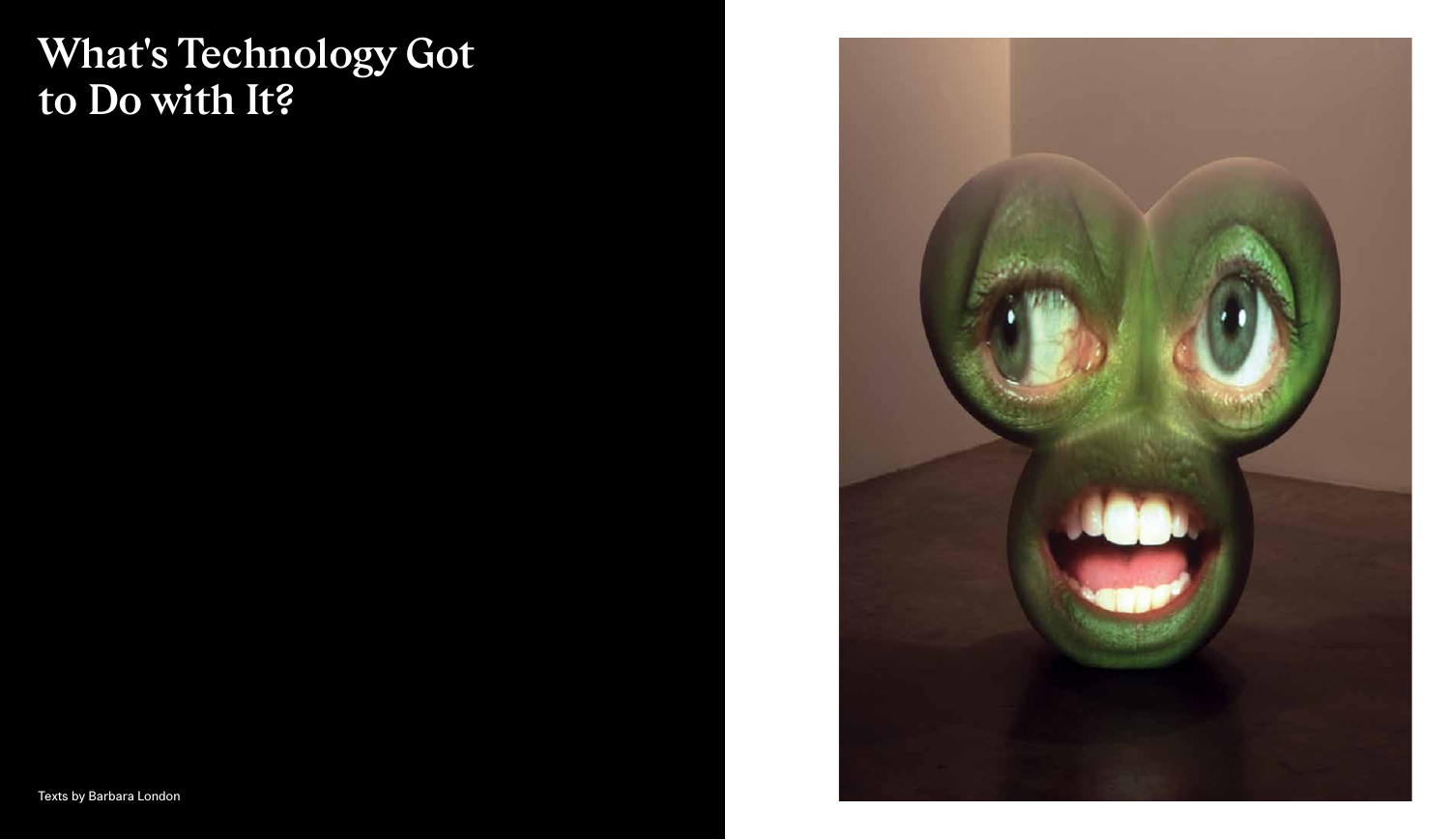# What's Technology Got to Do with It?

Texts by Barbara London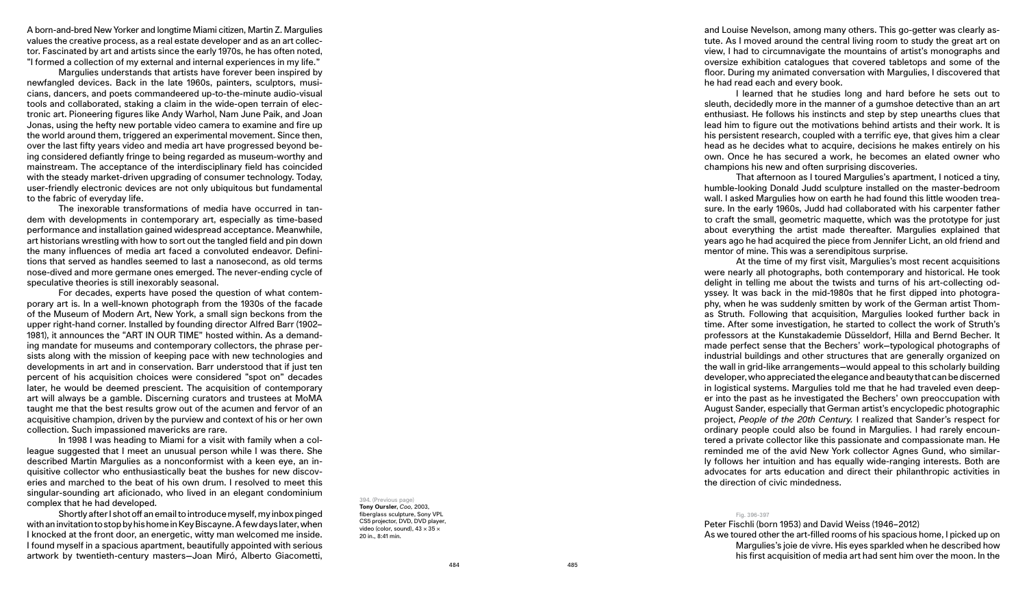A born-and-bred New Yorker and longtime Miami citizen, Martin Z. Margulies values the creative process, as a real estate developer and as an art collector. Fascinated by art and artists since the early 1970s, he has often noted, "I formed a collection of my external and internal experiences in my life."

Margulies understands that artists have forever been inspired by newfangled devices. Back in the late 1960s, painters, sculptors, musicians, dancers, and poets commandeered up-to-the-minute audio-visual tools and collaborated, staking a claim in the wide-open terrain of electronic art. Pioneering figures like Andy Warhol, Nam June Paik, and Joan Jonas, using the hefty new portable video camera to examine and fire up the world around them, triggered an experimental movement. Since then, over the last fifty years video and media art have progressed beyond being considered defiantly fringe to being regarded as museum-worthy and mainstream. The acceptance of the interdisciplinary field has coincided with the steady market-driven upgrading of consumer technology. Today, user-friendly electronic devices are not only ubiquitous but fundamental to the fabric of everyday life.

The inexorable transformations of media have occurred in tandem with developments in contemporary art, especially as time-based performance and installation gained widespread acceptance. Meanwhile, art historians wrestling with how to sort out the tangled field and pin down the many influences of media art faced a convoluted endeavor. Definitions that served as handles seemed to last a nanosecond, as old terms nose-dived and more germane ones emerged. The never-ending cycle of speculative theories is still inexorably seasonal.

For decades, experts have posed the question of what contemporary art is. In a well-known photograph from the 1930s of the facade of the Museum of Modern Art, New York, a small sign beckons from the upper right-hand corner. Installed by founding director Alfred Barr (1902–1981), it announces the "ART IN OUR TIME" hosted within. As a demanding mandate for museums and contemporary collectors, the phrase persists along with the mission of keeping pace with new technologies and developments in art and in conservation. Barr understood that if just ten percent of his acquisition choices were considered "spot on" decades later, he would be deemed prescient. The acquisition of contemporary art will always be a gamble. Discerning curators and trustees at MoMA taught me that the best results grow out of the acumen and fervor of an acquisitive champion, driven by the purview and context of his or her own collection. Such impassioned mavericks are rare.

In 1998 I was heading to Miami for a visit with family when a colleague suggested that I meet an unusual person while I was there. She described Martin Margulies as a nonconformist with a keen eye, an inquisitive collector who enthusiastically beat the bushes for new discoveries and marched to the beat of his own drum. I resolved to meet this singular-sounding art aficionado, who lived in an elegant condominium complex that he had developed.

Shortly after I shot off an email to introduce myself, my inbox pinged with an invitation to stop by his home in Key Biscayne. A few days later, when I knocked at the front door, an energetic, witty man welcomed me inside. I found myself in a spacious apartment, beautifully appointed with serious artwork by twentieth-century masters—Joan Miró, Alberto Giacometti, and Louise Nevelson, among many others. This go-getter was clearly astute. As I moved around the central living room to study the great art on view, I had to circumnavigate the mountains of artist's monographs and oversize exhibition catalogues that covered tabletops and some of the floor. During my animated conversation with Margulies, I discovered that he had read each and every book.

394. (Previous page)
**Tony Oursler,** *Coo*, 2003, fiberglass sculpture, Sony VPL CS5 projector, DVD, DVD player, video (color, sound), 43 × 35 × 20 in., 8:41 min.

I learned that he studies long and hard before he sets out to sleuth, decidedly more in the manner of a gumshoe detective than an art enthusiast. He follows his instincts and step by step unearths clues that lead him to figure out the motivations behind artists and their work. It is his persistent research, coupled with a terrific eye, that gives him a clear head as he decides what to acquire, decisions he makes entirely on his own. Once he has secured a work, he becomes an elated owner who champions his new and often surprising discoveries.

That afternoon as I toured Margulies's apartment, I noticed a tiny, humble-looking Donald Judd sculpture installed on the master-bedroom wall. I asked Margulies how on earth he had found this little wooden treasure. In the early 1960s, Judd had collaborated with his carpenter father to craft the small, geometric maquette, which was the prototype for just about everything the artist made thereafter. Margulies explained that years ago he had acquired the piece from Jennifer Licht, an old friend and mentor of mine. This was a serendipitous surprise.

At the time of my first visit, Margulies's most recent acquisitions were nearly all photographs, both contemporary and historical. He took delight in telling me about the twists and turns of his art-collecting odyssey. It was back in the mid-1980s that he first dipped into photography, when he was suddenly smitten by work of the German artist Thomas Struth. Following that acquisition, Margulies looked further back in time. After some investigation, he started to collect the work of Struth's professors at the Kunstakademie Düsseldorf, Hilla and Bernd Becher. It made perfect sense that the Bechers' work—typological photographs of industrial buildings and other structures that are generally organized on the wall in grid-like arrangements—would appeal to this scholarly building developer, who appreciated the elegance and beauty that can be discerned in logistical systems. Margulies told me that he had traveled even deeper into the past as he investigated the Bechers' own preoccupation with August Sander, especially that German artist's encyclopedic photographic project, *People of the 20th Century.* I realized that Sander's respect for ordinary people could also be found in Margulies. I had rarely encountered a private collector like this passionate and compassionate man. He reminded me of the avid New York collector Agnes Gund, who similarly follows her intuition and has equally wide-ranging interests. Both are advocates for arts education and direct their philanthropic activities in the direction of civic mindedness.

Fig. 396–397

Peter Fischli (born 1953) and David Weiss (1946–2012)

As we toured other the art-filled rooms of his spacious home, I picked up on Margulies's joie de vivre. His eyes sparkled when he described how his first acquisition of media art had sent him over the moon. In the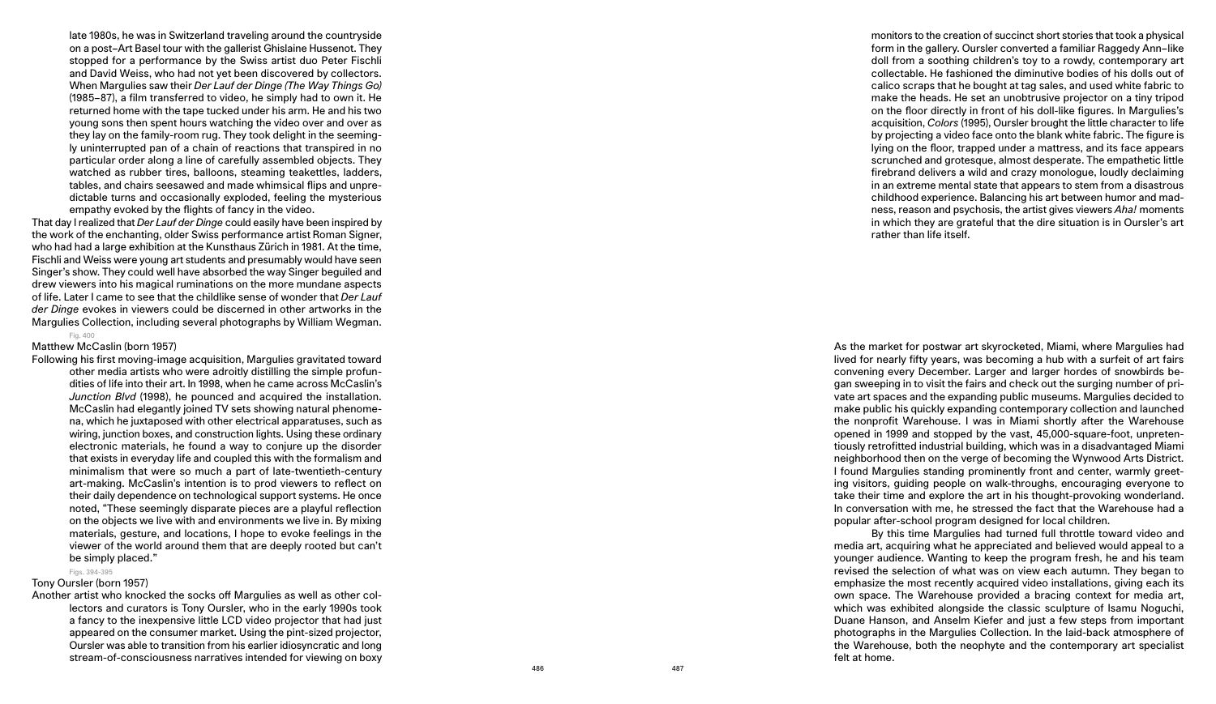late 1980s, he was in Switzerland traveling around the countryside on a post–Art Basel tour with the gallerist Ghislaine Hussenot. They stopped for a performance by the Swiss artist duo Peter Fischli and David Weiss, who had not yet been discovered by collectors. When Margulies saw their *Der Lauf der Dinge (The Way Things Go)* (1985–87), a film transferred to video, he simply had to own it. He returned home with the tape tucked under his arm. He and his two young sons then spent hours watching the video over and over as they lay on the family-room rug. They took delight in the seemingly uninterrupted pan of a chain of reactions that transpired in no particular order along a line of carefully assembled objects. They watched as rubber tires, balloons, steaming teakettles, ladders, tables, and chairs seesawed and made whimsical flips and unpredictable turns and occasionally exploded, feeling the mysterious empathy evoked by the flights of fancy in the video.

That day I realized that *Der Lauf der Dinge* could easily have been inspired by the work of the enchanting, older Swiss performance artist Roman Signer, who had had a large exhibition at the Kunsthaus Zürich in 1981. At the time, Fischli and Weiss were young art students and presumably would have seen Singer's show. They could well have absorbed the way Singer beguiled and drew viewers into his magical ruminations on the more mundane aspects of life. Later I came to see that the childlike sense of wonder that *Der Lauf der Dinge* evokes in viewers could be discerned in other artworks in the Margulies Collection, including several photographs by William Wegman.

Fig. 400

Matthew McCaslin (born 1957)

Following his first moving-image acquisition, Margulies gravitated toward other media artists who were adroitly distilling the simple profundities of life into their art. In 1998, when he came across McCaslin's *Junction Blvd* (1998), he pounced and acquired the installation. McCaslin had elegantly joined TV sets showing natural phenomena, which he juxtaposed with other electrical apparatuses, such as wiring, junction boxes, and construction lights. Using these ordinary electronic materials, he found a way to conjure up the disorder that exists in everyday life and coupled this with the formalism and minimalism that were so much a part of late-twentieth-century art-making. McCaslin's intention is to prod viewers to reflect on their daily dependence on technological support systems. He once noted, "These seemingly disparate pieces are a playful reflection on the objects we live with and environments we live in. By mixing materials, gesture, and locations, I hope to evoke feelings in the viewer of the world around them that are deeply rooted but can't be simply placed."

Figs. 394–395

Tony Oursler (born 1957)

Another artist who knocked the socks off Margulies as well as other collectors and curators is Tony Oursler, who in the early 1990s took a fancy to the inexpensive little LCD video projector that had just appeared on the consumer market. Using the pint-sized projector, Oursler was able to transition from his earlier idiosyncratic and long stream-of-consciousness narratives intended for viewing on boxy monitors to the creation of succinct short stories that took a physical form in the gallery. Oursler converted a familiar Raggedy Ann–like doll from a soothing children's toy to a rowdy, contemporary art collectable. He fashioned the diminutive bodies of his dolls out of calico scraps that he bought at tag sales, and used white fabric to make the heads. He set an unobtrusive projector on a tiny tripod on the floor directly in front of his doll-like figures. In Margulies's acquisition, *Colors* (1995), Oursler brought the little character to life by projecting a video face onto the blank white fabric. The figure is lying on the floor, trapped under a mattress, and its face appears scrunched and grotesque, almost desperate. The empathetic little firebrand delivers a wild and crazy monologue, loudly declaiming in an extreme mental state that appears to stem from a disastrous childhood experience. Balancing his art between humor and madness, reason and psychosis, the artist gives viewers *Aha!* moments in which they are grateful that the dire situation is in Oursler's art rather than life itself.

As the market for postwar art skyrocketed, Miami, where Margulies had lived for nearly fifty years, was becoming a hub with a surfeit of art fairs convening every December. Larger and larger hordes of snowbirds began sweeping in to visit the fairs and check out the surging number of private art spaces and the expanding public museums. Margulies decided to make public his quickly expanding contemporary collection and launched the nonprofit Warehouse. I was in Miami shortly after the Warehouse opened in 1999 and stopped by the vast, 45,000-square-foot, unpretentiously retrofitted industrial building, which was in a disadvantaged Miami neighborhood then on the verge of becoming the Wynwood Arts District. I found Margulies standing prominently front and center, warmly greeting visitors, guiding people on walk-throughs, encouraging everyone to take their time and explore the art in his thought-provoking wonderland. In conversation with me, he stressed the fact that the Warehouse had a popular after-school program designed for local children.

By this time Margulies had turned full throttle toward video and media art, acquiring what he appreciated and believed would appeal to a younger audience. Wanting to keep the program fresh, he and his team revised the selection of what was on view each autumn. They began to emphasize the most recently acquired video installations, giving each its own space. The Warehouse provided a bracing context for media art, which was exhibited alongside the classic sculpture of Isamu Noguchi, Duane Hanson, and Anselm Kiefer and just a few steps from important photographs in the Margulies Collection. In the laid-back atmosphere of the Warehouse, both the neophyte and the contemporary art specialist felt at home.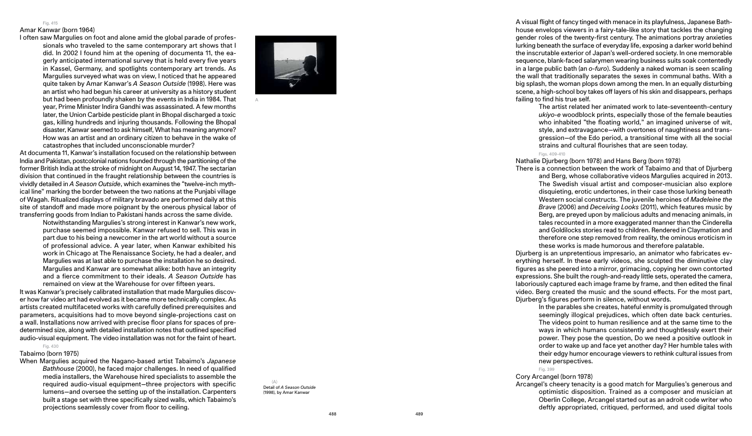Fig. 415

## Amar Kanwar (born 1964)

I often saw Margulies on foot and alone amid the global parade of professionals who traveled to the same contemporary art shows that I did. In 2002 I found him at the opening of documenta 11, the eagerly anticipated international survey that is held every five years in Kassel, Germany, and spotlights contemporary art trends. As Margulies surveyed what was on view, I noticed that he appeared quite taken by Amar Kanwar's *A Season Outside* (1998). Here was an artist who had begun his career at university as a history student but had been profoundly shaken by the events in India in 1984. That year, Prime Minister Indira Gandhi was assassinated. A few months later, the Union Carbide pesticide plant in Bhopal discharged a toxic gas, killing hundreds and injuring thousands. Following the Bhopal disaster, Kanwar seemed to ask himself, What has meaning anymore? How was an artist and an ordinary citizen to behave in the wake of catastrophes that included unconscionable murder?

At documenta 11, Kanwar's installation focused on the relationship between India and Pakistan, postcolonial nations founded through the partitioning of the former British India at the stroke of midnight on August 14, 1947. The sectarian division that continued in the fraught relationship between the countries is vividly detailed in *A Season Outside*, which examines the "twelve-inch mythical line" marking the border between the two nations at the Punjabi village of Wagah. Ritualized displays of military bravado are performed daily at this site of standoff and made more poignant by the onerous physical labor of transferring goods from Indian to Pakistani hands across the same divide.

Notwithstanding Margulies's strong interest in Kanwar's new work, purchase seemed impossible. Kanwar refused to sell. This was in part due to his being a newcomer in the art world without a source of professional advice. A year later, when Kanwar exhibited his work in Chicago at The Renaissance Society, he had a dealer, and Margulies was at last able to purchase the installation he so desired. Margulies and Kanwar are somewhat alike: both have an integrity and a fierce commitment to their ideals. *A Season Outside* has remained on view at the Warehouse for over fifteen years.

It was Kanwar's precisely calibrated installation that made Margulies discover how far video art had evolved as it became more technically complex. As artists created multifaceted works with carefully defined prerequisites and parameters, acquisitions had to move beyond single-projections cast on a wall. Installations now arrived with precise floor plans for spaces of predetermined size, along with detailed installation notes that outlined specified audio-visual equipment. The video installation was not for the faint of heart.

(A)
Detail of *A Season Outside* (1998), by Amar Kanwar

Fig. 430

## Tabaimo (born 1975)

When Margulies acquired the Nagano-based artist Tabaimo's *Japanese Bathhouse* (2000), he faced major challenges. In need of qualified media installers, the Warehouse hired specialists to assemble the required audio-visual equipment—three projectors with specific lumens—and oversee the setting up of the installation. Carpenters built a stage set with three specifically sized walls, which Tabaimo's projections seamlessly cover from floor to ceiling.

A visual flight of fancy tinged with menace in its playfulness, Japanese Bathhouse envelops viewers in a fairy-tale-like story that tackles the changing gender roles of the twenty-first century. The animations portray anxieties lurking beneath the surface of everyday life, exposing a darker world behind the inscrutable exterior of Japan's well-ordered society. In one memorable sequence, blank-faced salarymen wearing business suits soak contentedly in a large public bath (an *o-furo*). Suddenly a naked woman is seen scaling the wall that traditionally separates the sexes in communal baths. With a big splash, the woman plops down among the men. In an equally disturbing scene, a high-school boy takes off layers of his skin and disappears, perhaps failing to find his true self.

The artist related her animated work to late-seventeenth-century *ukiyo-e* woodblock prints, especially those of the female beauties who inhabited "the floating world," an imagined universe of wit, style, and extravagance—with overtones of naughtiness and transgression—of the Edo period, a transitional time with all the social strains and cultural flourishes that are seen today.

Figs. 409–410

## Nathalie Djurberg (born 1978) and Hans Berg (born 1978)

There is a connection between the work of Tabaimo and that of Djurberg and Berg, whose collaborative videos Margulies acquired in 2013. The Swedish visual artist and composer-musician also explore disquieting, erotic undertones, in their case those lurking beneath Western social constructs. The juvenile heroines of *Madeleine the Brave* (2006) and *Deceiving Looks* (2011), which features music by Berg, are preyed upon by malicious adults and menacing animals, in tales recounted in a more exaggerated manner than the Cinderella and Goldilocks stories read to children. Rendered in Claymation and therefore one step removed from reality, the ominous eroticism in these works is made humorous and therefore palatable.

Djurberg is an unpretentious impresario, an animator who fabricates everything herself. In these early videos, she sculpted the diminutive clay figures as she peered into a mirror, grimacing, copying her own contorted expressions. She built the rough-and-ready little sets, operated the camera, laboriously captured each image frame by frame, and then edited the final video. Berg created the music and the sound effects. For the most part, Djurberg's figures perform in silence, without words.

In the parables she creates, hateful enmity is promulgated through seemingly illogical prejudices, which often date back centuries. The videos point to human resilience and at the same time to the ways in which humans consistently and thoughtlessly exert their power. They pose the question, Do we need a positive outlook in order to wake up and face yet another day? Her humble tales with their edgy humor encourage viewers to rethink cultural issues from new perspectives.

Fig. 399

## Cory Arcangel (born 1978)

Arcangel's cheery tenacity is a good match for Margulies's generous and optimistic disposition. Trained as a composer and musician at Oberlin College, Arcangel started out as an adroit code writer who deftly appropriated, critiqued, performed, and used digital tools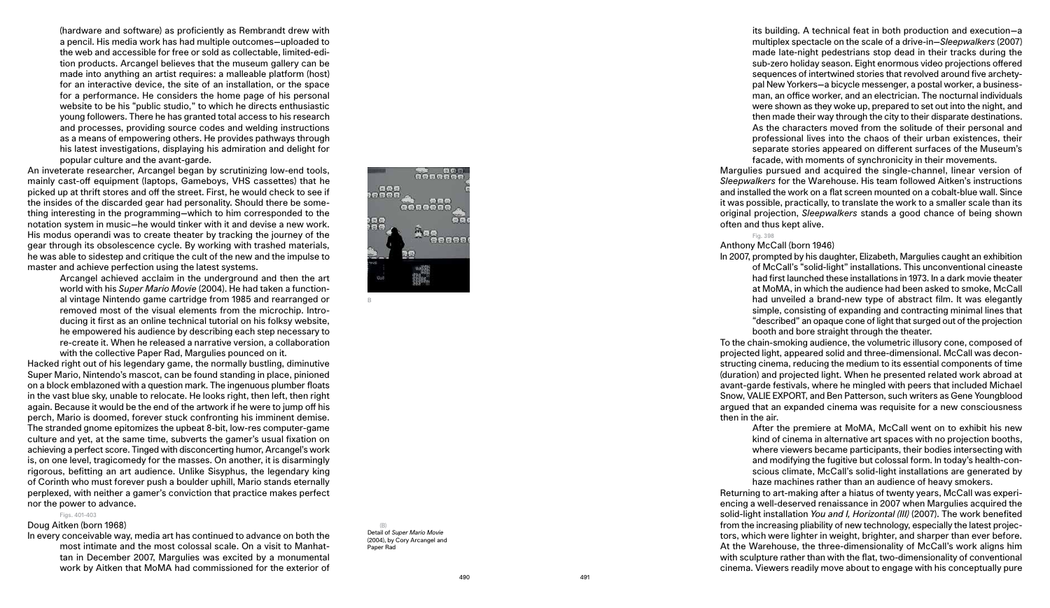(hardware and software) as proficiently as Rembrandt drew with a pencil. His media work has had multiple outcomes—uploaded to the web and accessible for free or sold as collectable, limited-edition products. Arcangel believes that the museum gallery can be made into anything an artist requires: a malleable platform (host) for an interactive device, the site of an installation, or the space for a performance. He considers the home page of his personal website to be his "public studio," to which he directs enthusiastic young followers. There he has granted total access to his research and processes, providing source codes and welding instructions as a means of empowering others. He provides pathways through his latest investigations, displaying his admiration and delight for popular culture and the avant-garde.

An inveterate researcher, Arcangel began by scrutinizing low-end tools, mainly cast-off equipment (laptops, Gameboys, VHS cassettes) that he picked up at thrift stores and off the street. First, he would check to see if the insides of the discarded gear had personality. Should there be something interesting in the programming—which to him corresponded to the notation system in music—he would tinker with it and devise a new work. His modus operandi was to create theater by tracking the journey of the gear through its obsolescence cycle. By working with trashed materials, he was able to sidestep and critique the cult of the new and the impulse to master and achieve perfection using the latest systems.

Arcangel achieved acclaim in the underground and then the art world with his *Super Mario Movie* (2004). He had taken a functional vintage Nintendo game cartridge from 1985 and rearranged or removed most of the visual elements from the microchip. Introducing it first as an online technical tutorial on his folksy website, he empowered his audience by describing each step necessary to re-create it. When he released a narrative version, a collaboration with the collective Paper Rad, Margulies pounced on it.

Hacked right out of his legendary game, the normally bustling, diminutive Super Mario, Nintendo's mascot, can be found standing in place, pinioned on a block emblazoned with a question mark. The ingenuous plumber floats in the vast blue sky, unable to relocate. He looks right, then left, then right again. Because it would be the end of the artwork if he were to jump off his perch, Mario is doomed, forever stuck confronting his imminent demise. The stranded gnome epitomizes the upbeat 8-bit, low-res computer-game culture and yet, at the same time, subverts the gamer's usual fixation on achieving a perfect score. Tinged with disconcerting humor, Arcangel's work is, on one level, tragicomedy for the masses. On another, it is disarmingly rigorous, befitting an art audience. Unlike Sisyphus, the legendary king of Corinth who must forever push a boulder uphill, Mario stands eternally perplexed, with neither a gamer's conviction that practice makes perfect nor the power to advance.

B

(B)
Detail of *Super Mario Movie* (2004), by Cory Arcangel and Paper Rad

Figs. 401-403

### Doug Aitken (born 1968)

In every conceivable way, media art has continued to advance on both the most intimate and the most colossal scale. On a visit to Manhattan in December 2007, Margulies was excited by a monumental work by Aitken that MoMA had commissioned for the exterior of its building. A technical feat in both production and execution—a multiplex spectacle on the scale of a drive-in—*Sleepwalkers* (2007) made late-night pedestrians stop dead in their tracks during the sub-zero holiday season. Eight enormous video projections offered sequences of intertwined stories that revolved around five archetypal New Yorkers—a bicycle messenger, a postal worker, a businessman, an office worker, and an electrician. The nocturnal individuals were shown as they woke up, prepared to set out into the night, and then made their way through the city to their disparate destinations. As the characters moved from the solitude of their personal and professional lives into the chaos of their urban existences, their separate stories appeared on different surfaces of the Museum's facade, with moments of synchronicity in their movements.

Margulies pursued and acquired the single-channel, linear version of *Sleepwalkers* for the Warehouse. His team followed Aitken's instructions and installed the work on a flat screen mounted on a cobalt-blue wall. Since it was possible, practically, to translate the work to a smaller scale than its original projection, *Sleepwalkers* stands a good chance of being shown often and thus kept alive.

Fig. 398

### Anthony McCall (born 1946)

In 2007, prompted by his daughter, Elizabeth, Margulies caught an exhibition of McCall's "solid-light" installations. This unconventional cineaste had first launched these installations in 1973. In a dark movie theater at MoMA, in which the audience had been asked to smoke, McCall had unveiled a brand-new type of abstract film. It was elegantly simple, consisting of expanding and contracting minimal lines that "described" an opaque cone of light that surged out of the projection booth and bore straight through the theater.

To the chain-smoking audience, the volumetric illusory cone, composed of projected light, appeared solid and three-dimensional. McCall was deconstructing cinema, reducing the medium to its essential components of time (duration) and projected light. When he presented related work abroad at avant-garde festivals, where he mingled with peers that included Michael Snow, VALIE EXPORT, and Ben Patterson, such writers as Gene Youngblood argued that an expanded cinema was requisite for a new consciousness then in the air.

After the premiere at MoMA, McCall went on to exhibit his new kind of cinema in alternative art spaces with no projection booths, where viewers became participants, their bodies intersecting with and modifying the fugitive but colossal form. In today's health-conscious climate, McCall's solid-light installations are generated by haze machines rather than an audience of heavy smokers.

Returning to art-making after a hiatus of twenty years, McCall was experiencing a well-deserved renaissance in 2007 when Margulies acquired the solid-light installation *You and I, Horizontal (III)* (2007). The work benefited from the increasing pliability of new technology, especially the latest projectors, which were lighter in weight, brighter, and sharper than ever before. At the Warehouse, the three-dimensionality of McCall's work aligns him with sculpture rather than with the flat, two-dimensionality of conventional cinema. Viewers readily move about to engage with his conceptually pure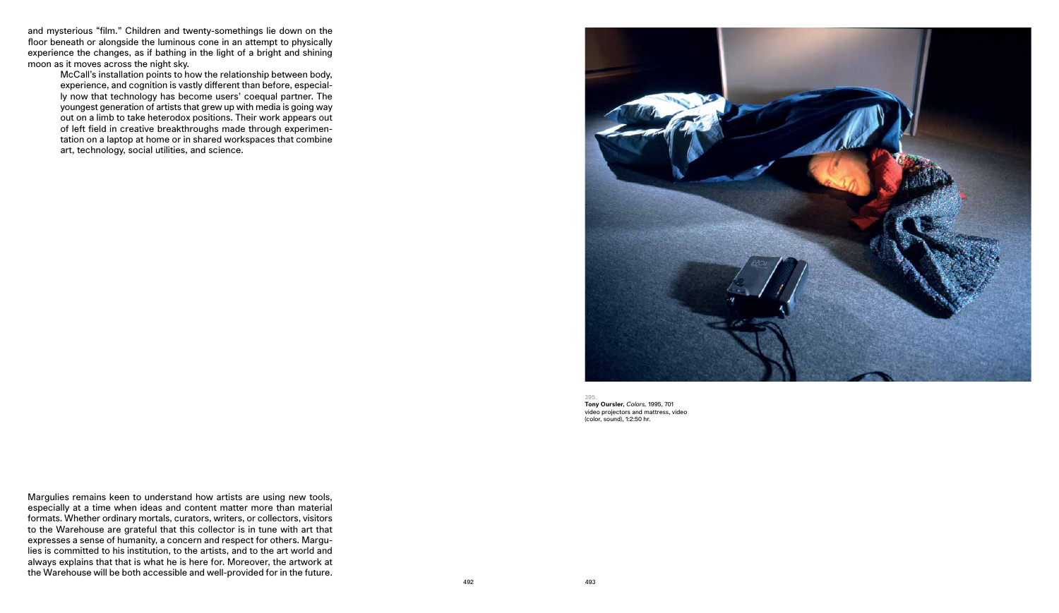and mysterious "film." Children and twenty-somethings lie down on the floor beneath or alongside the luminous cone in an attempt to physically experience the changes, as if bathing in the light of a bright and shining moon as it moves across the night sky.

McCall's installation points to how the relationship between body, experience, and cognition is vastly different than before, especially now that technology has become users' coequal partner. The youngest generation of artists that grew up with media is going way out on a limb to take heterodox positions. Their work appears out of left field in creative breakthroughs made through experimentation on a laptop at home or in shared workspaces that combine art, technology, social utilities, and science.

Margulies remains keen to understand how artists are using new tools, especially at a time when ideas and content matter more than material formats. Whether ordinary mortals, curators, writers, or collectors, visitors to the Warehouse are grateful that this collector is in tune with art that expresses a sense of humanity, a concern and respect for others. Margulies is committed to his institution, to the artists, and to the art world and always explains that that is what he is here for. Moreover, the artwork at the Warehouse will be both accessible and well-provided for in the future.

395.
**Tony Oursler**, *Colors*, 1995, 701 video projectors and mattress, video (color, sound), 1:2:50 hr.